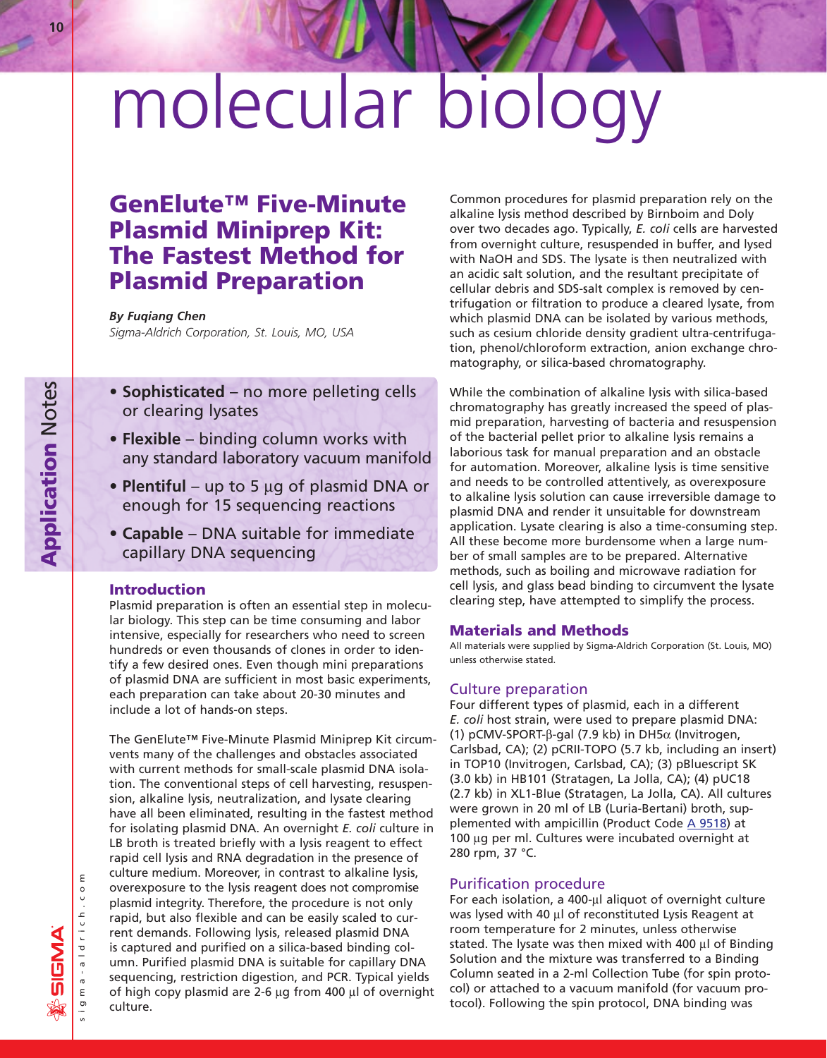# molecular biology

## GenElute™ Five-Minute Plasmid Miniprep Kit: The Fastest Method for Plasmid Preparation

***By Fuqiang Chen***
*Sigma-Aldrich Corporation, St. Louis, MO, USA*

- **Sophisticated** – no more pelleting cells or clearing lysates
- **Flexible** – binding column works with any standard laboratory vacuum manifold
- **Plentiful** – up to 5 µg of plasmid DNA or enough for 15 sequencing reactions
- **Capable** – DNA suitable for immediate capillary DNA sequencing

### Introduction

Plasmid preparation is often an essential step in molecular biology. This step can be time consuming and labor intensive, especially for researchers who need to screen hundreds or even thousands of clones in order to identify a few desired ones. Even though mini preparations of plasmid DNA are sufficient in most basic experiments, each preparation can take about 20-30 minutes and include a lot of hands-on steps.

The GenElute™ Five-Minute Plasmid Miniprep Kit circumvents many of the challenges and obstacles associated with current methods for small-scale plasmid DNA isolation. The conventional steps of cell harvesting, resuspension, alkaline lysis, neutralization, and lysate clearing have all been eliminated, resulting in the fastest method for isolating plasmid DNA. An overnight *E. coli* culture in LB broth is treated briefly with a lysis reagent to effect rapid cell lysis and RNA degradation in the presence of culture medium. Moreover, in contrast to alkaline lysis, overexposure to the lysis reagent does not compromise plasmid integrity. Therefore, the procedure is not only rapid, but also flexible and can be easily scaled to current demands. Following lysis, released plasmid DNA is captured and purified on a silica-based binding column. Purified plasmid DNA is suitable for capillary DNA sequencing, restriction digestion, and PCR. Typical yields of high copy plasmid are 2-6 µg from 400 µl of overnight culture.

Common procedures for plasmid preparation rely on the alkaline lysis method described by Birnboim and Doly over two decades ago. Typically, *E. coli* cells are harvested from overnight culture, resuspended in buffer, and lysed with NaOH and SDS. The lysate is then neutralized with an acidic salt solution, and the resultant precipitate of cellular debris and SDS-salt complex is removed by centrifugation or filtration to produce a cleared lysate, from which plasmid DNA can be isolated by various methods, such as cesium chloride density gradient ultra-centrifugation, phenol/chloroform extraction, anion exchange chromatography, or silica-based chromatography.

While the combination of alkaline lysis with silica-based chromatography has greatly increased the speed of plasmid preparation, harvesting of bacteria and resuspension of the bacterial pellet prior to alkaline lysis remains a laborious task for manual preparation and an obstacle for automation. Moreover, alkaline lysis is time sensitive and needs to be controlled attentively, as overexposure to alkaline lysis solution can cause irreversible damage to plasmid DNA and render it unsuitable for downstream application. Lysate clearing is also a time-consuming step. All these become more burdensome when a large number of small samples are to be prepared. Alternative methods, such as boiling and microwave radiation for cell lysis, and glass bead binding to circumvent the lysate clearing step, have attempted to simplify the process.

### Materials and Methods

All materials were supplied by Sigma-Aldrich Corporation (St. Louis, MO) unless otherwise stated.

#### Culture preparation

Four different types of plasmid, each in a different *E. coli* host strain, were used to prepare plasmid DNA: (1) pCMV-SPORT-β-gal (7.9 kb) in DH5α (Invitrogen, Carlsbad, CA); (2) pCRII-TOPO (5.7 kb, including an insert) in TOP10 (Invitrogen, Carlsbad, CA); (3) pBluescript SK (3.0 kb) in HB101 (Stratagen, La Jolla, CA); (4) pUC18 (2.7 kb) in XL1-Blue (Stratagen, La Jolla, CA). All cultures were grown in 20 ml of LB (Luria-Bertani) broth, supplemented with ampicillin (Product Code A 9518) at 100 µg per ml. Cultures were incubated overnight at 280 rpm, 37 °C.

#### Purification procedure

For each isolation, a 400-µl aliquot of overnight culture was lysed with 40 µl of reconstituted Lysis Reagent at room temperature for 2 minutes, unless otherwise stated. The lysate was then mixed with 400 µl of Binding Solution and the mixture was transferred to a Binding Column seated in a 2-ml Collection Tube (for spin protocol) or attached to a vacuum manifold (for vacuum protocol). Following the spin protocol, DNA binding was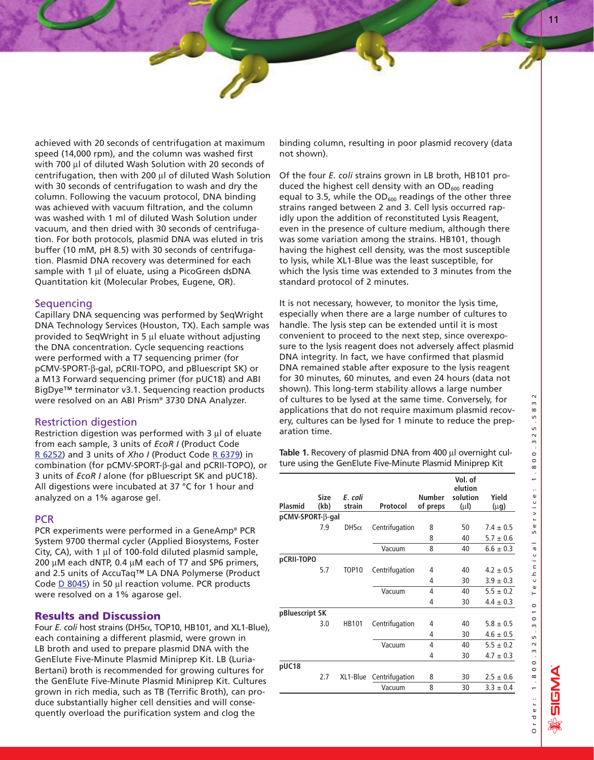achieved with 20 seconds of centrifugation at maximum speed (14,000 rpm), and the column was washed first with 700 µl of diluted Wash Solution with 20 seconds of centrifugation, then with 200 µl of diluted Wash Solution with 30 seconds of centrifugation to wash and dry the column. Following the vacuum protocol, DNA binding was achieved with vacuum filtration, and the column was washed with 1 ml of diluted Wash Solution under vacuum, and then dried with 30 seconds of centrifugation. For both protocols, plasmid DNA was eluted in tris buffer (10 mM, pH 8.5) with 30 seconds of centrifugation. Plasmid DNA recovery was determined for each sample with 1 µl of eluate, using a PicoGreen dsDNA Quantitation kit (Molecular Probes, Eugene, OR).

## Sequencing

Capillary DNA sequencing was performed by SeqWright DNA Technology Services (Houston, TX). Each sample was provided to SeqWright in 5 µl eluate without adjusting the DNA concentration. Cycle sequencing reactions were performed with a T7 sequencing primer (for pCMV-SPORT-β-gal, pCRII-TOPO, and pBluescript SK) or a M13 Forward sequencing primer (for pUC18) and ABI BigDye™ terminator v3.1. Sequencing reaction products were resolved on an ABI Prism® 3730 DNA Analyzer.

## Restriction digestion

Restriction digestion was performed with 3 µl of eluate from each sample, 3 units of *EcoR I* (Product Code R 6252) and 3 units of *Xho I* (Product Code R 6379) in combination (for pCMV-SPORT-β-gal and pCRII-TOPO), or 3 units of *EcoR I* alone (for pBluescript SK and pUC18). All digestions were incubated at 37 °C for 1 hour and analyzed on a 1% agarose gel.

## PCR

PCR experiments were performed in a GeneAmp® PCR System 9700 thermal cycler (Applied Biosystems, Foster City, CA), with 1 µl of 100-fold diluted plasmid sample, 200 µM each dNTP, 0.4 µM each of T7 and SP6 primers, and 2.5 units of AccuTaq™ LA DNA Polymerse (Product Code D 8045) in 50 µl reaction volume. PCR products were resolved on a 1% agarose gel.

## Results and Discussion

Four *E. coli* host strains (DH5α, TOP10, HB101, and XL1-Blue), each containing a different plasmid, were grown in LB broth and used to prepare plasmid DNA with the GenElute Five-Minute Plasmid Miniprep Kit. LB (Luria-Bertani) broth is recommended for growing cultures for the GenElute Five-Minute Plasmid Miniprep Kit. Cultures grown in rich media, such as TB (Terrific Broth), can produce substantially higher cell densities and will consequently overload the purification system and clog the binding column, resulting in poor plasmid recovery (data not shown).

Of the four *E. coli* strains grown in LB broth, HB101 produced the highest cell density with an $OD_{600}$ reading equal to 3.5, while the $OD_{600}$ readings of the other three strains ranged between 2 and 3. Cell lysis occurred rapidly upon the addition of reconstituted Lysis Reagent, even in the presence of culture medium, although there was some variation among the strains. HB101, though having the highest cell density, was the most susceptible to lysis, while XL1-Blue was the least susceptible, for which the lysis time was extended to 3 minutes from the standard protocol of 2 minutes.

It is not necessary, however, to monitor the lysis time, especially when there are a large number of cultures to handle. The lysis step can be extended until it is most convenient to proceed to the next step, since overexposure to the lysis reagent does not adversely affect plasmid DNA integrity. In fact, we have confirmed that plasmid DNA remained stable after exposure to the lysis reagent for 30 minutes, 60 minutes, and even 24 hours (data not shown). This long-term stability allows a large number of cultures to be lysed at the same time. Conversely, for applications that do not require maximum plasmid recovery, cultures can be lysed for 1 minute to reduce the preparation time.

**Table 1.** Recovery of plasmid DNA from 400 µl overnight culture using the GenElute Five-Minute Plasmid Miniprep Kit

| Plasmid | Size (kb) | *E. coli* strain | Protocol | Number of preps | Vol. of elution solution (µl) | Yield (µg) |
|---|---|---|---|---|---|---|
| pCMV-SPORT-β-gal | | | | | | |
| | 7.9 | DH5α | Centrifugation | 8 | 50 | 7.4 ± 0.5 |
| | | | | 8 | 40 | 5.7 ± 0.6 |
| | | | Vacuum | 8 | 40 | 6.6 ± 0.3 |
| pCRII-TOPO | | | | | | |
| | 5.7 | TOP10 | Centrifugation | 4 | 40 | 4.2 ± 0.5 |
| | | | | 4 | 30 | 3.9 ± 0.3 |
| | | | Vacuum | 4 | 40 | 5.5 ± 0.2 |
| | | | | 4 | 30 | 4.4 ± 0.3 |
| pBluescript SK | | | | | | |
| | 3.0 | HB101 | Centrifugation | 4 | 40 | 5.8 ± 0.5 |
| | | | | 4 | 30 | 4.6 ± 0.5 |
| | | | Vacuum | 4 | 40 | 5.5 ± 0.2 |
| | | | | 4 | 30 | 4.7 ± 0.3 |
| pUC18 | | | | | | |
| | 2.7 | XL1-Blue | Centrifugation | 8 | 30 | 2.5 ± 0.6 |
| | | | Vacuum | 8 | 30 | 3.3 ± 0.4 |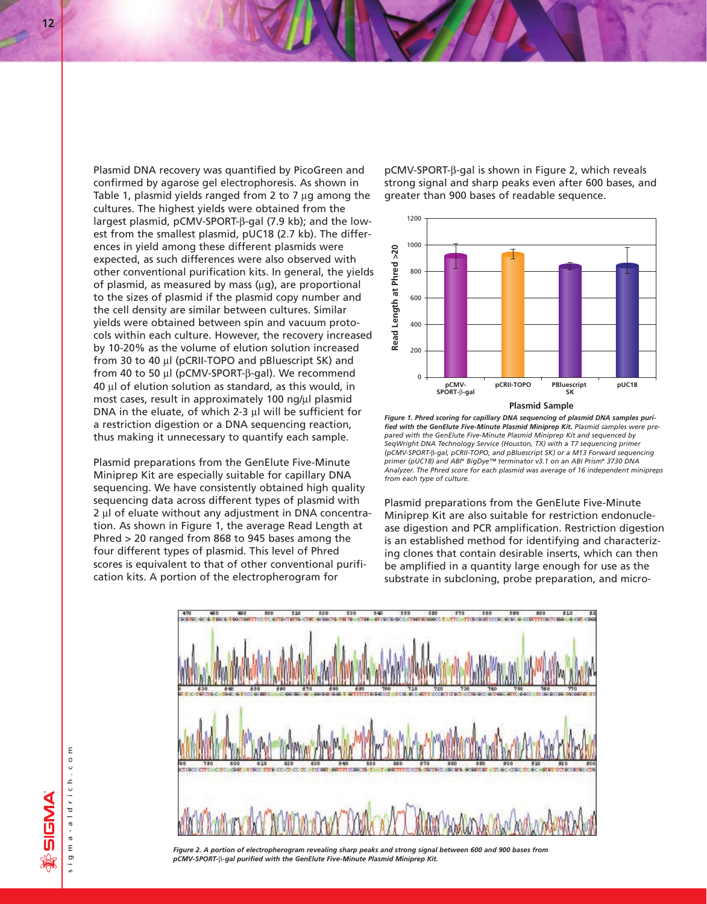Plasmid DNA recovery was quantified by PicoGreen and confirmed by agarose gel electrophoresis. As shown in Table 1, plasmid yields ranged from 2 to 7 µg among the cultures. The highest yields were obtained from the largest plasmid, pCMV-SPORT-β-gal (7.9 kb); and the lowest from the smallest plasmid, pUC18 (2.7 kb). The differences in yield among these different plasmids were expected, as such differences were also observed with other conventional purification kits. In general, the yields of plasmid, as measured by mass (µg), are proportional to the sizes of plasmid if the plasmid copy number and the cell density are similar between cultures. Similar yields were obtained between spin and vacuum protocols within each culture. However, the recovery increased by 10-20% as the volume of elution solution increased from 30 to 40 µl (pCRII-TOPO and pBluescript SK) and from 40 to 50 µl (pCMV-SPORT-β-gal). We recommend 40 µl of elution solution as standard, as this would, in most cases, result in approximately 100 ng/µl plasmid DNA in the eluate, of which 2-3 µl will be sufficient for a restriction digestion or a DNA sequencing reaction, thus making it unnecessary to quantify each sample.

Plasmid preparations from the GenElute Five-Minute Miniprep Kit are especially suitable for capillary DNA sequencing. We have consistently obtained high quality sequencing data across different types of plasmid with 2 µl of eluate without any adjustment in DNA concentration. As shown in Figure 1, the average Read Length at Phred > 20 ranged from 868 to 945 bases among the four different types of plasmid. This level of Phred scores is equivalent to that of other conventional purification kits. A portion of the electropherogram for pCMV-SPORT-β-gal is shown in Figure 2, which reveals strong signal and sharp peaks even after 600 bases, and greater than 900 bases of readable sequence.

*Figure 1. Phred scoring for capillary DNA sequencing of plasmid DNA samples purified with the GenElute Five-Minute Plasmid Miniprep Kit. Plasmid samples were prepared with the GenElute Five-Minute Plasmid Miniprep Kit and sequenced by SeqWright DNA Technology Service (Houston, TX) with a T7 sequencing primer (pCMV-SPORT-β-gal, pCRII-TOPO, and pBluescript SK) or a M13 Forward sequencing primer (pUC18) and ABI® BigDye™ terminator v3.1 on an ABI Prism® 3730 DNA Analyzer. The Phred score for each plasmid was average of 16 independent minipreps from each type of culture.*

Plasmid preparations from the GenElute Five-Minute Miniprep Kit are also suitable for restriction endonuclease digestion and PCR amplification. Restriction digestion is an established method for identifying and characterizing clones that contain desirable inserts, which can then be amplified in a quantity large enough for use as the substrate in subcloning, probe preparation, and micro-

*Figure 2. A portion of electropherogram revealing sharp peaks and strong signal between 600 and 900 bases from pCMV-SPORT-β-gal purified with the GenElute Five-Minute Plasmid Miniprep Kit.*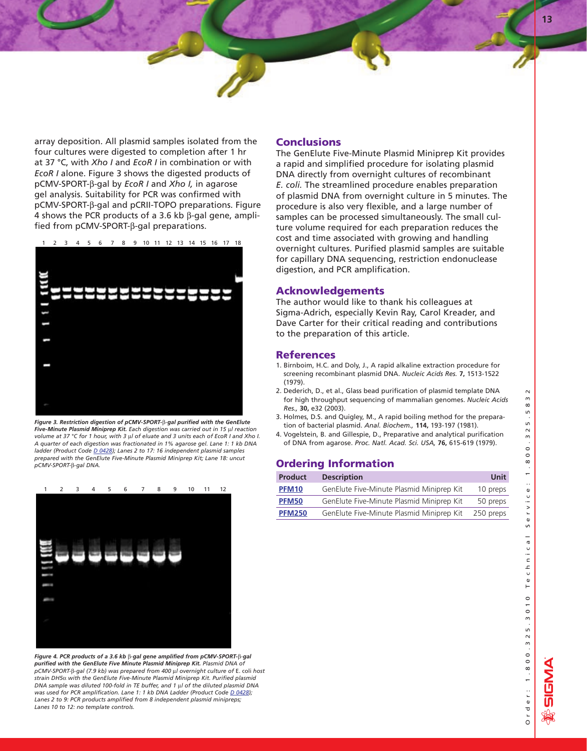array deposition. All plasmid samples isolated from the four cultures were digested to completion after 1 hr at 37 °C, with *Xho I* and *EcoR I* in combination or with *EcoR I* alone. Figure 3 shows the digested products of pCMV-SPORT-β-gal by *EcoR I* and *Xho I,* in agarose gel analysis. Suitability for PCR was confirmed with pCMV-SPORT-β-gal and pCRII-TOPO preparations. Figure 4 shows the PCR products of a 3.6 kb β-gal gene, amplified from pCMV-SPORT-β-gal preparations.

1 2 3 4 5 6 7 8 9 10 11 12 13 14 15 16 17 18

***Figure 3. Restriction digestion of pCMV-SPORT-β-gal purified with the GenElute Five-Minute Plasmid Miniprep Kit.*** *Each digestion was carried out in 15 µl reaction volume at 37 °C for 1 hour, with 3 µl of eluate and 3 units each of EcoR I and Xho I. A quarter of each digestion was fractionated in 1% agarose gel. Lane 1: 1 kb DNA ladder (Product Code D 0428); Lanes 2 to 17: 16 independent plasmid samples prepared with the GenElute Five-Minute Plasmid Miniprep Kit; Lane 18: uncut pCMV-SPORT-β-gal DNA.*

1 2 3 4 5 6 7 8 9 10 11 12

***Figure 4. PCR products of a 3.6 kb β-gal gene amplified from pCMV-SPORT-β-gal purified with the GenElute Five Minute Plasmid Miniprep Kit.*** *Plasmid DNA of pCMV-SPORT-β-gal (7.9 kb) was prepared from 400 µl overnight culture of* E. coli *host strain DH5α with the GenElute Five-Minute Plasmid Miniprep Kit. Purified plasmid DNA sample was diluted 100-fold in TE buffer, and 1 µl of the diluted plasmid DNA was used for PCR amplification. Lane 1: 1 kb DNA Ladder (Product Code D 0428); Lanes 2 to 9: PCR products amplified from 8 independent plasmid minipreps; Lanes 10 to 12: no template controls.*

## Conclusions

The GenElute Five-Minute Plasmid Miniprep Kit provides a rapid and simplified procedure for isolating plasmid DNA directly from overnight cultures of recombinant *E. coli.* The streamlined procedure enables preparation of plasmid DNA from overnight culture in 5 minutes. The procedure is also very flexible, and a large number of samples can be processed simultaneously. The small culture volume required for each preparation reduces the cost and time associated with growing and handling overnight cultures. Purified plasmid samples are suitable for capillary DNA sequencing, restriction endonuclease digestion, and PCR amplification.

## Acknowledgements

The author would like to thank his colleagues at Sigma-Adrich, especially Kevin Ray, Carol Kreader, and Dave Carter for their critical reading and contributions to the preparation of this article.

## References

1. Birnboim, H.C. and Doly, J., A rapid alkaline extraction procedure for screening recombinant plasmid DNA. *Nucleic Acids Res.* **7,** 1513-1522 (1979).
2. Dederich, D., et al., Glass bead purification of plasmid template DNA for high throughput sequencing of mammalian genomes. *Nucleic Acids Res.,* **30,** e32 (2003).
3. Holmes, D.S. and Quigley, M., A rapid boiling method for the preparation of bacterial plasmid. *Anal. Biochem.,* **114,** 193-197 (1981).
4. Vogelstein, B. and Gillespie, D., Preparative and analytical purification of DNA from agarose. *Proc. Natl. Acad. Sci. USA,* **76,** 615-619 (1979).

## Ordering Information

| Product | Description | Unit |
|---|---|---|
| **PFM10** | GenElute Five-Minute Plasmid Miniprep Kit | 10 preps |
| **PFM50** | GenElute Five-Minute Plasmid Miniprep Kit | 50 preps |
| **PFM250** | GenElute Five-Minute Plasmid Miniprep Kit | 250 preps |